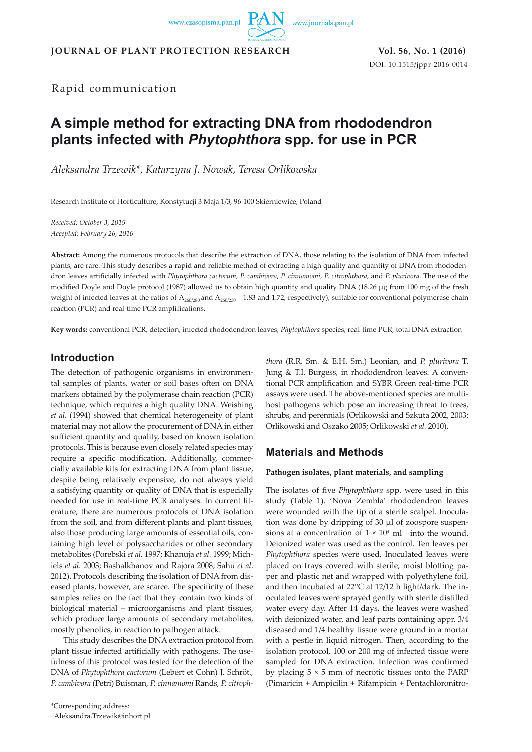Rapid communication

# A simple method for extracting DNA from rhododendron plants infected with *Phytophthora* spp. for use in PCR

*Aleksandra Trzewik\*, Katarzyna J. Nowak, Teresa Orlikowska*

Research Institute of Horticulture, Konstytucji 3 Maja 1/3, 96-100 Skierniewice, Poland

*Received: October 3, 2015*
*Accepted: February 26, 2016*

**Abstract:** Among the numerous protocols that describe the extraction of DNA, those relating to the isolation of DNA from infected plants, are rare. This study describes a rapid and reliable method of extracting a high quality and quantity of DNA from rhododendron leaves artificially infected with *Phytophthora cactorum*, *P. cambivora*, *P. cinnamomi*, *P. citrophthora*, and *P. plurivora*. The use of the modified Doyle and Doyle protocol (1987) allowed us to obtain high quantity and quality DNA (18.26 μg from 100 mg of the fresh weight of infected leaves at the ratios of $A_{260/280}$ and $A_{260/230}$ – 1.83 and 1.72, respectively), suitable for conventional polymerase chain reaction (PCR) and real-time PCR amplifications.

**Key words:** conventional PCR, detection, infected rhododendron leaves, *Phytophthora* species, real-time PCR, total DNA extraction

## Introduction

The detection of pathogenic organisms in environmental samples of plants, water or soil bases often on DNA markers obtained by the polymerase chain reaction (PCR) technique, which requires a high quality DNA. Weishing *et al.* (1994) showed that chemical heterogeneity of plant material may not allow the procurement of DNA in either sufficient quantity and quality, based on known isolation protocols. This is because even closely related species may require a specific modification. Additionally, commercially available kits for extracting DNA from plant tissue, despite being relatively expensive, do not always yield a satisfying quantity or quality of DNA that is especially needed for use in real-time PCR analyses. In current literature, there are numerous protocols of DNA isolation from the soil, and from different plants and plant tissues, also those producing large amounts of essential oils, containing high level of polysaccharides or other secondary metabolites (Porebski *et al.* 1997; Khanuja *et al.* 1999; Michiels *et al.* 2003; Bashalkhanov and Rajora 2008; Sahu *et al.* 2012). Protocols describing the isolation of DNA from diseased plants, however, are scarce. The specificity of these samples relies on the fact that they contain two kinds of biological material – microorganisms and plant tissues, which produce large amounts of secondary metabolites, mostly phenolics, in reaction to pathogen attack.

This study describes the DNA extraction protocol from plant tissue infected artificially with pathogens. The usefulness of this protocol was tested for the detection of the DNA of *Phytophthora cactorum* (Lebert et Cohn) J. Schröt., *P. cambivora* (Petri) Buisman, *P. cinnamomi* Rands, *P. citrophthora* (R.R. Sm. & E.H. Sm.) Leonian, and *P. plurivora* T. Jung & T.I. Burgess, in rhododendron leaves. A conventional PCR amplification and SYBR Green real-time PCR assays were used. The above-mentioned species are multi-host pathogens which pose an increasing threat to trees, shrubs, and perennials (Orlikowski and Szkuta 2002, 2003; Orlikowski and Oszako 2005; Orlikowski *et al.* 2010).

## Materials and Methods

### Pathogen isolates, plant materials, and sampling

The isolates of five *Phytophthora* spp. were used in this study (Table 1). 'Nova Zembla' rhododendron leaves were wounded with the tip of a sterile scalpel. Inoculation was done by dripping of 30 μl of zoospore suspensions at a concentration of $1 \times 10^4$ ml$^{-1}$ into the wound. Deionized water was used as the control. Ten leaves per *Phytophthora* species were used. Inoculated leaves were placed on trays covered with sterile, moist blotting paper and plastic net and wrapped with polyethylene foil, and then incubated at 22°C at 12/12 h light/dark. The inoculated leaves were sprayed gently with sterile distilled water every day. After 14 days, the leaves were washed with deionized water, and leaf parts containing appr. 3/4 diseased and 1/4 healthy tissue were ground in a mortar with a pestle in liquid nitrogen. Then, according to the isolation protocol, 100 or 200 mg of infected tissue were sampled for DNA extraction. Infection was confirmed by placing 5 × 5 mm of necrotic tissues onto the PARP (Pimaricin + Ampicilin + Rifampicin + Pentachloronitro-

\*Corresponding address:
Aleksandra.Trzewik@inhort.pl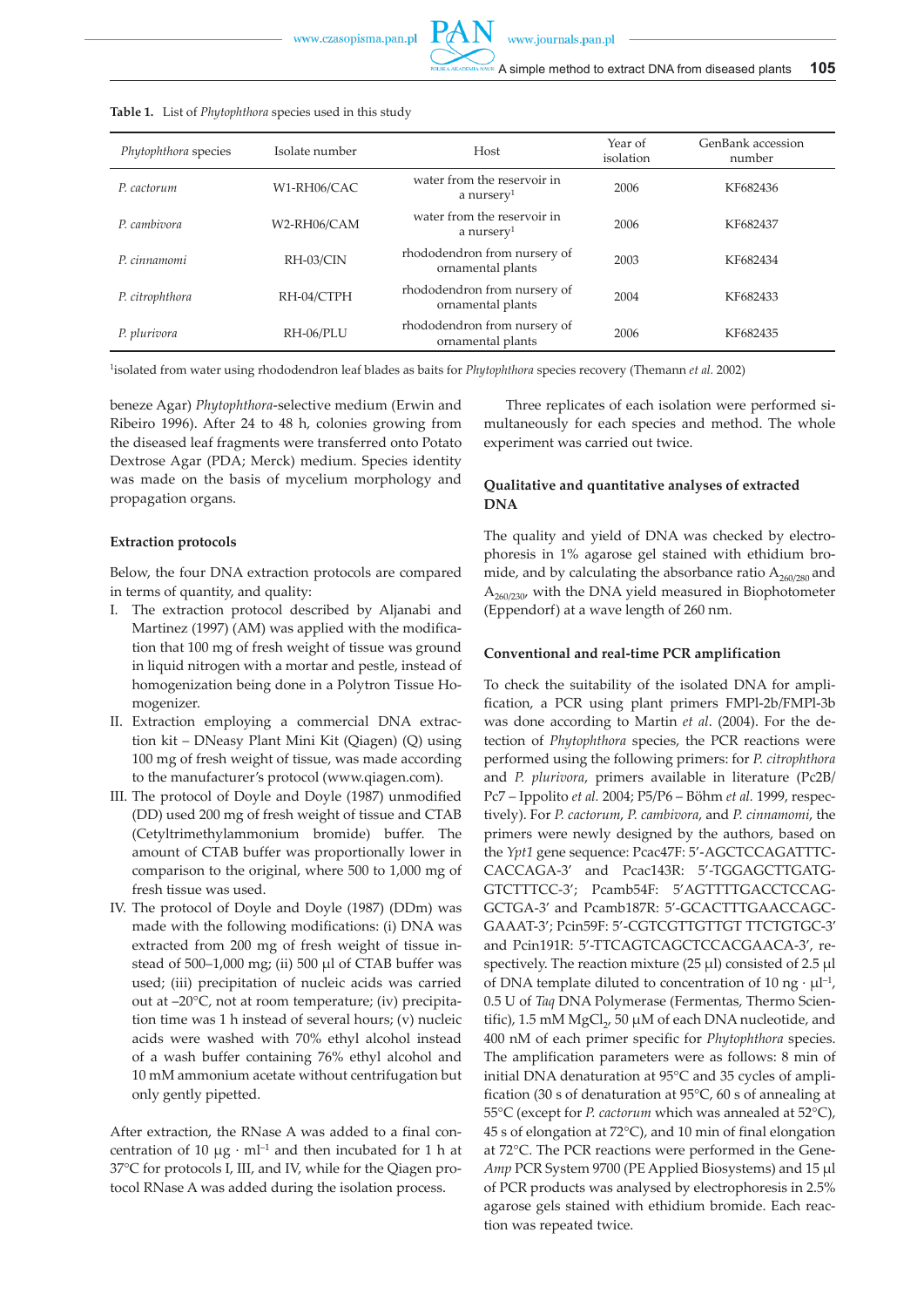**Table 1.** List of *Phytophthora* species used in this study

| *Phytophthora* species | Isolate number | Host | Year of isolation | GenBank accession number |
|---|---|---|---|---|
| *P. cactorum* | W1-RH06/CAC | water from the reservoir in a nursery[1] | 2006 | KF682436 |
| *P. cambivora* | W2-RH06/CAM | water from the reservoir in a nursery[1] | 2006 | KF682437 |
| *P. cinnamomi* | RH-03/CIN | rhododendron from nursery of ornamental plants | 2003 | KF682434 |
| *P. citrophthora* | RH-04/CTPH | rhododendron from nursery of ornamental plants | 2004 | KF682433 |
| *P. plurivora* | RH-06/PLU | rhododendron from nursery of ornamental plants | 2006 | KF682435 |

[1]isolated from water using rhododendron leaf blades as baits for *Phytophthora* species recovery (Themann *et al.* 2002)

beneze Agar) *Phytophthora*-selective medium (Erwin and Ribeiro 1996). After 24 to 48 h, colonies growing from the diseased leaf fragments were transferred onto Potato Dextrose Agar (PDA; Merck) medium. Species identity was made on the basis of mycelium morphology and propagation organs.

### Extraction protocols

Below, the four DNA extraction protocols are compared in terms of quantity, and quality:

I. The extraction protocol described by Aljanabi and Martinez (1997) (AM) was applied with the modification that 100 mg of fresh weight of tissue was ground in liquid nitrogen with a mortar and pestle, instead of homogenization being done in a Polytron Tissue Homogenizer.
II. Extraction employing a commercial DNA extraction kit – DNeasy Plant Mini Kit (Qiagen) (Q) using 100 mg of fresh weight of tissue, was made according to the manufacturer's protocol (www.qiagen.com).
III. The protocol of Doyle and Doyle (1987) unmodified (DD) used 200 mg of fresh weight of tissue and CTAB (Cetyltrimethylammonium bromide) buffer. The amount of CTAB buffer was proportionally lower in comparison to the original, where 500 to 1,000 mg of fresh tissue was used.
IV. The protocol of Doyle and Doyle (1987) (DDm) was made with the following modifications: (i) DNA was extracted from 200 mg of fresh weight of tissue instead of 500–1,000 mg; (ii) 500 μl of CTAB buffer was used; (iii) precipitation of nucleic acids was carried out at –20°C, not at room temperature; (iv) precipitation time was 1 h instead of several hours; (v) nucleic acids were washed with 70% ethyl alcohol instead of a wash buffer containing 76% ethyl alcohol and 10 mM ammonium acetate without centrifugation but only gently pipetted.

After extraction, the RNase A was added to a final concentration of 10 μg · ml$^{-1}$ and then incubated for 1 h at 37°C for protocols I, III, and IV, while for the Qiagen protocol RNase A was added during the isolation process.

Three replicates of each isolation were performed simultaneously for each species and method. The whole experiment was carried out twice.

### Qualitative and quantitative analyses of extracted DNA

The quality and yield of DNA was checked by electrophoresis in 1% agarose gel stained with ethidium bromide, and by calculating the absorbance ratio $A_{260/280}$ and $A_{260/230}$, with the DNA yield measured in Biophotometer (Eppendorf) at a wave length of 260 nm.

### Conventional and real-time PCR amplification

To check the suitability of the isolated DNA for amplification, a PCR using plant primers FMPl-2b/FMPl-3b was done according to Martin *et al*. (2004). For the detection of *Phytophthora* species, the PCR reactions were performed using the following primers: for *P. citrophthora* and *P. plurivora*, primers available in literature (Pc2B/Pc7 – Ippolito *et al.* 2004; P5/P6 – Böhm *et al.* 1999, respectively). For *P. cactorum*, *P. cambivora*, and *P. cinnamomi*, the primers were newly designed by the authors, based on the *Ypt1* gene sequence: Pcac47F: 5′-AGCTCCAGATTTCCACCAGA-3′ and Pcac143R: 5′-TGGAGCTTGATGGTCTTTCC-3′; Pcamb54F: 5′AGTTTTGACCTCCAGGCTGA-3′ and Pcamb187R: 5′-GCACTTTGAACCAGCGAAAT-3′; Pcin59F: 5′-CGTCGTTGTTGT TTCTGTGC-3′ and Pcin191R: 5′-TTCAGTCAGCTCCACGAACA-3′, respectively. The reaction mixture (25 μl) consisted of 2.5 μl of DNA template diluted to concentration of 10 ng · μl$^{-1}$, 0.5 U of *Taq* DNA Polymerase (Fermentas, Thermo Scientific), 1.5 mM $MgCl_2$, 50 μM of each DNA nucleotide, and 400 nM of each primer specific for *Phytophthora* species. The amplification parameters were as follows: 8 min of initial DNA denaturation at 95°C and 35 cycles of amplification (30 s of denaturation at 95°C, 60 s of annealing at 55°C (except for *P. cactorum* which was annealed at 52°C), 45 s of elongation at 72°C), and 10 min of final elongation at 72°C. The PCR reactions were performed in the Gene-*Amp* PCR System 9700 (PE Applied Biosystems) and 15 μl of PCR products was analysed by electrophoresis in 2.5% agarose gels stained with ethidium bromide. Each reaction was repeated twice.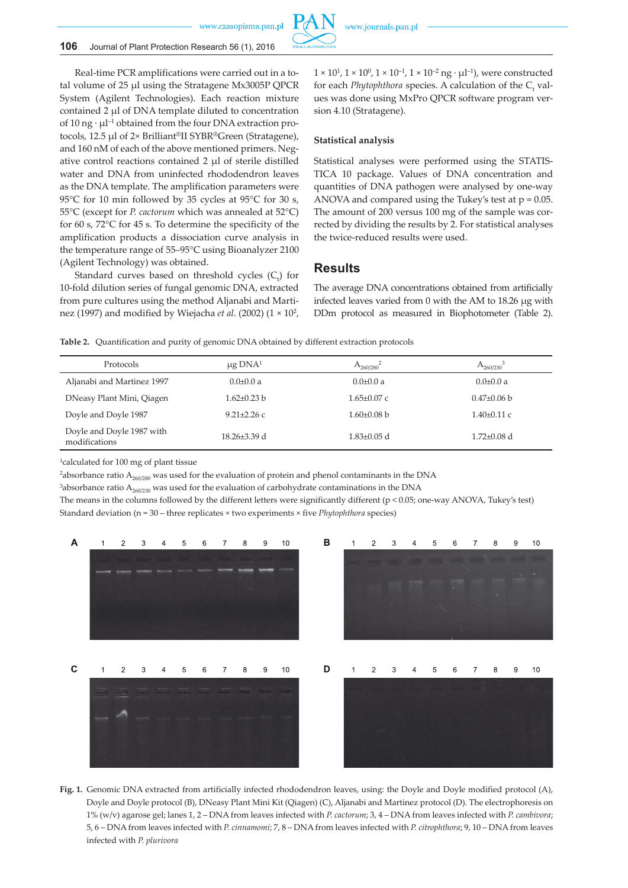Real-time PCR amplifications were carried out in a total volume of 25 μl using the Stratagene Mx3005P QPCR System (Agilent Technologies). Each reaction mixture contained 2 μl of DNA template diluted to concentration of 10 ng · $\mu l^{-1}$ obtained from the four DNA extraction protocols, 12.5 μl of 2× Brilliant®II SYBR®Green (Stratagene), and 160 nM of each of the above mentioned primers. Negative control reactions contained 2 μl of sterile distilled water and DNA from uninfected rhododendron leaves as the DNA template. The amplification parameters were 95°C for 10 min followed by 35 cycles at 95°C for 30 s, 55°C (except for *P. cactorum* which was annealed at 52°C) for 60 s, 72°C for 45 s. To determine the specificity of the amplification products a dissociation curve analysis in the temperature range of 55–95°C using Bioanalyzer 2100 (Agilent Technology) was obtained.

Standard curves based on threshold cycles ($C_t$) for 10-fold dilution series of fungal genomic DNA, extracted from pure cultures using the method Aljanabi and Martinez (1997) and modified by Wiejacha *et al*. (2002) ($1 \times 10^2$, $1 \times 10^1$, $1 \times 10^0$, $1 \times 10^{-1}$, $1 \times 10^{-2}$ ng · $\mu l^{-1}$), were constructed for each *Phytophthora* species. A calculation of the $C_t$ values was done using MxPro QPCR software program version 4.10 (Stratagene).

### Statistical analysis

Statistical analyses were performed using the STATISTICA 10 package. Values of DNA concentration and quantities of DNA pathogen were analysed by one-way ANOVA and compared using the Tukey's test at $p = 0.05$. The amount of 200 versus 100 mg of the sample was corrected by dividing the results by 2. For statistical analyses the twice-reduced results were used.

## Results

The average DNA concentrations obtained from artificially infected leaves varied from 0 with the AM to 18.26 μg with DDm protocol as measured in Biophotometer (Table 2).

**Table 2.** Quantification and purity of genomic DNA obtained by different extraction protocols

| Protocols | μg DNA[1] | $A_{260/280}$[2] | $A_{260/230}$[3] |
|---|---|---|---|
| Aljanabi and Martinez 1997 | 0.0±0.0 a | 0.0±0.0 a | 0.0±0.0 a |
| DNeasy Plant Mini, Qiagen | 1.62±0.23 b | 1.65±0.07 c | 0.47±0.06 b |
| Doyle and Doyle 1987 | 9.21±2.26 c | 1.60±0.08 b | 1.40±0.11 c |
| Doyle and Doyle 1987 with modifications | 18.26±3.39 d | 1.83±0.05 d | 1.72±0.08 d |

[1]calculated for 100 mg of plant tissue

[2]absorbance ratio $A_{260/280}$ was used for the evaluation of protein and phenol contaminants in the DNA

[3]absorbance ratio $A_{260/230}$ was used for the evaluation of carbohydrate contaminations in the DNA

The means in the columns followed by the different letters were significantly different ($p < 0.05$; one-way ANOVA, Tukey's test)

Standard deviation (n = 30 – three replicates × two experiments × five *Phytophthora* species)

**Fig. 1.** Genomic DNA extracted from artificially infected rhododendron leaves, using: the Doyle and Doyle modified protocol (A), Doyle and Doyle protocol (B), DNeasy Plant Mini Kit (Qiagen) (C), Aljanabi and Martinez protocol (D). The electrophoresis on 1% (w/v) agarose gel; lanes 1, 2 – DNA from leaves infected with *P. cactorum*; 3, 4 – DNA from leaves infected with *P. cambivora*; 5, 6 – DNA from leaves infected with *P. cinnamomi*; 7, 8 – DNA from leaves infected with *P. citrophthora*; 9, 10 – DNA from leaves infected with *P. plurivora*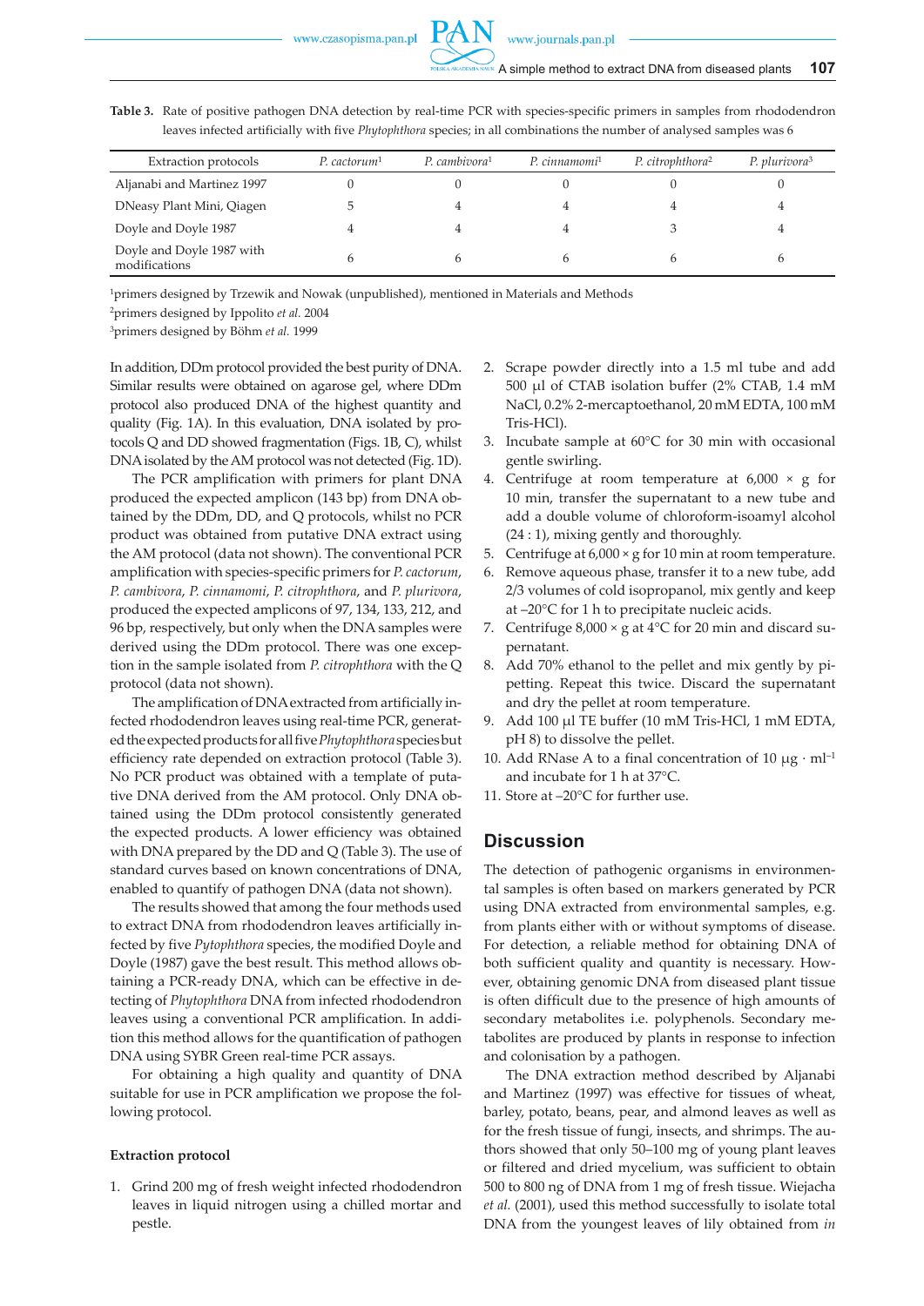**Table 3.** Rate of positive pathogen DNA detection by real-time PCR with species-specific primers in samples from rhododendron leaves infected artificially with five *Phytophthora* species; in all combinations the number of analysed samples was 6

| Extraction protocols | *P. cactorum*[1] | *P. cambivora*[1] | *P. cinnamomi*[1] | *P. citrophthora*[2] | *P. plurivora*[3] |
|---|---|---|---|---|---|
| Aljanabi and Martinez 1997 | 0 | 0 | 0 | 0 | 0 |
| DNeasy Plant Mini, Qiagen | 5 | 4 | 4 | 4 | 4 |
| Doyle and Doyle 1987 | 4 | 4 | 4 | 3 | 4 |
| Doyle and Doyle 1987 with modifications | 6 | 6 | 6 | 6 | 6 |

[1]primers designed by Trzewik and Nowak (unpublished), mentioned in Materials and Methods
[2]primers designed by Ippolito *et al.* 2004
[3]primers designed by Böhm *et al.* 1999

In addition, DDm protocol provided the best purity of DNA. Similar results were obtained on agarose gel, where DDm protocol also produced DNA of the highest quantity and quality (Fig. 1A). In this evaluation, DNA isolated by protocols Q and DD showed fragmentation (Figs. 1B, C), whilst DNA isolated by the AM protocol was not detected (Fig. 1D).

The PCR amplification with primers for plant DNA produced the expected amplicon (143 bp) from DNA obtained by the DDm, DD, and Q protocols, whilst no PCR product was obtained from putative DNA extract using the AM protocol (data not shown). The conventional PCR amplification with species-specific primers for *P. cactorum*, *P. cambivora*, *P. cinnamomi*, *P. citrophthora*, and *P. plurivora*, produced the expected amplicons of 97, 134, 133, 212, and 96 bp, respectively, but only when the DNA samples were derived using the DDm protocol. There was one exception in the sample isolated from *P. citrophthora* with the Q protocol (data not shown).

The amplification of DNA extracted from artificially infected rhododendron leaves using real-time PCR, generated the expected products for all five *Phytophthora* species but efficiency rate depended on extraction protocol (Table 3). No PCR product was obtained with a template of putative DNA derived from the AM protocol. Only DNA obtained using the DDm protocol consistently generated the expected products. A lower efficiency was obtained with DNA prepared by the DD and Q (Table 3). The use of standard curves based on known concentrations of DNA, enabled to quantify of pathogen DNA (data not shown).

The results showed that among the four methods used to extract DNA from rhododendron leaves artificially infected by five *Pytophthora* species, the modified Doyle and Doyle (1987) gave the best result. This method allows obtaining a PCR-ready DNA, which can be effective in detecting of *Phytophthora* DNA from infected rhododendron leaves using a conventional PCR amplification. In addition this method allows for the quantification of pathogen DNA using SYBR Green real-time PCR assays.

For obtaining a high quality and quantity of DNA suitable for use in PCR amplification we propose the following protocol.

**Extraction protocol**

1. Grind 200 mg of fresh weight infected rhododendron leaves in liquid nitrogen using a chilled mortar and pestle.
2. Scrape powder directly into a 1.5 ml tube and add 500 μl of CTAB isolation buffer (2% CTAB, 1.4 mM NaCl, 0.2% 2-mercaptoethanol, 20 mM EDTA, 100 mM Tris-HCl).
3. Incubate sample at 60°C for 30 min with occasional gentle swirling.
4. Centrifuge at room temperature at 6,000 × g for 10 min, transfer the supernatant to a new tube and add a double volume of chloroform-isoamyl alcohol (24 : 1), mixing gently and thoroughly.
5. Centrifuge at 6,000 × g for 10 min at room temperature.
6. Remove aqueous phase, transfer it to a new tube, add 2/3 volumes of cold isopropanol, mix gently and keep at –20°C for 1 h to precipitate nucleic acids.
7. Centrifuge 8,000 × g at 4°C for 20 min and discard supernatant.
8. Add 70% ethanol to the pellet and mix gently by pipetting. Repeat this twice. Discard the supernatant and dry the pellet at room temperature.
9. Add 100 μl TE buffer (10 mM Tris-HCl, 1 mM EDTA, pH 8) to dissolve the pellet.
10. Add RNase A to a final concentration of 10 $\mu g \cdot ml^{-1}$ and incubate for 1 h at 37°C.
11. Store at –20°C for further use.

## Discussion

The detection of pathogenic organisms in environmental samples is often based on markers generated by PCR using DNA extracted from environmental samples, e.g. from plants either with or without symptoms of disease. For detection, a reliable method for obtaining DNA of both sufficient quality and quantity is necessary. However, obtaining genomic DNA from diseased plant tissue is often difficult due to the presence of high amounts of secondary metabolites i.e. polyphenols. Secondary metabolites are produced by plants in response to infection and colonisation by a pathogen.

The DNA extraction method described by Aljanabi and Martinez (1997) was effective for tissues of wheat, barley, potato, beans, pear, and almond leaves as well as for the fresh tissue of fungi, insects, and shrimps. The authors showed that only 50–100 mg of young plant leaves or filtered and dried mycelium, was sufficient to obtain 500 to 800 ng of DNA from 1 mg of fresh tissue. Wiejacha *et al.* (2001), used this method successfully to isolate total DNA from the youngest leaves of lily obtained from *in*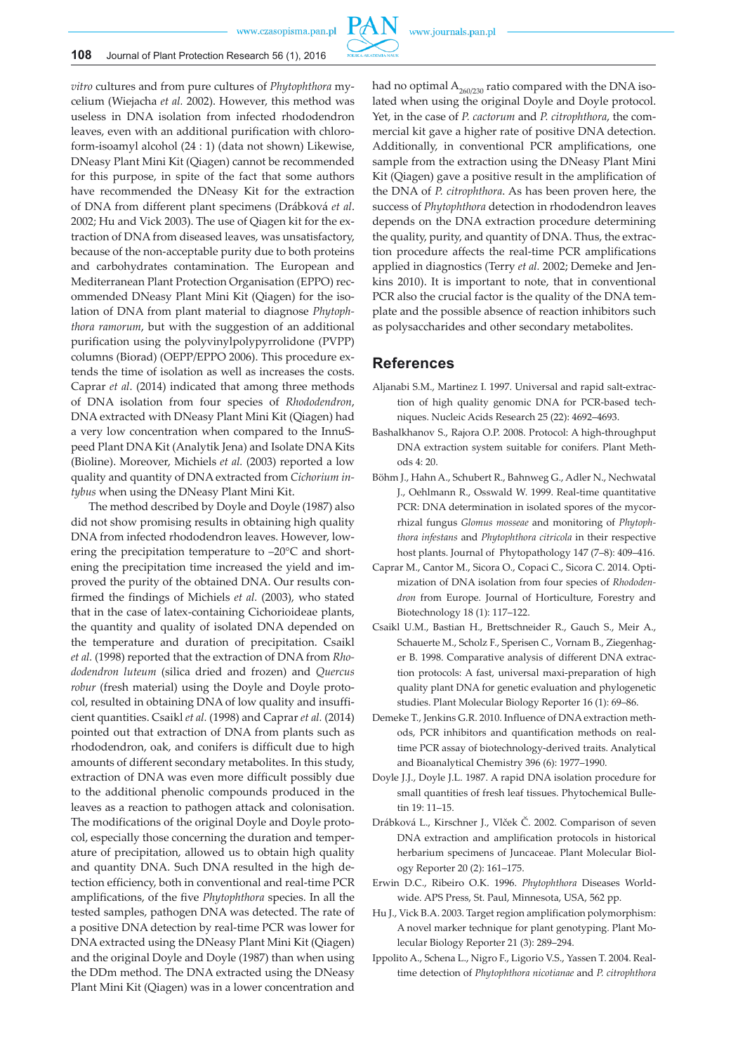*vitro* cultures and from pure cultures of *Phytophthora* mycelium (Wiejacha *et al.* 2002). However, this method was useless in DNA isolation from infected rhododendron leaves, even with an additional purification with chloroform-isoamyl alcohol (24 : 1) (data not shown) Likewise, DNeasy Plant Mini Kit (Qiagen) cannot be recommended for this purpose, in spite of the fact that some authors have recommended the DNeasy Kit for the extraction of DNA from different plant specimens (Drábková *et al*. 2002; Hu and Vick 2003). The use of Qiagen kit for the extraction of DNA from diseased leaves, was unsatisfactory, because of the non-acceptable purity due to both proteins and carbohydrates contamination. The European and Mediterranean Plant Protection Organisation (EPPO) recommended DNeasy Plant Mini Kit (Qiagen) for the isolation of DNA from plant material to diagnose *Phytophthora ramorum*, but with the suggestion of an additional purification using the polyvinylpolypyrrolidone (PVPP) columns (Biorad) (OEPP/EPPO 2006). This procedure extends the time of isolation as well as increases the costs. Caprar *et al*. (2014) indicated that among three methods of DNA isolation from four species of *Rhododendron*, DNA extracted with DNeasy Plant Mini Kit (Qiagen) had a very low concentration when compared to the InnuSpeed Plant DNA Kit (Analytik Jena) and Isolate DNA Kits (Bioline). Moreover, Michiels *et al.* (2003) reported a low quality and quantity of DNA extracted from *Cichorium intybus* when using the DNeasy Plant Mini Kit.

The method described by Doyle and Doyle (1987) also did not show promising results in obtaining high quality DNA from infected rhododendron leaves. However, lowering the precipitation temperature to –20°C and shortening the precipitation time increased the yield and improved the purity of the obtained DNA. Our results confirmed the findings of Michiels *et al.* (2003), who stated that in the case of latex-containing Cichorioideae plants, the quantity and quality of isolated DNA depended on the temperature and duration of precipitation. Csaikl *et al.* (1998) reported that the extraction of DNA from *Rhododendron luteum* (silica dried and frozen) and *Quercus robur* (fresh material) using the Doyle and Doyle protocol, resulted in obtaining DNA of low quality and insufficient quantities. Csaikl *et al.* (1998) and Caprar *et al.* (2014) pointed out that extraction of DNA from plants such as rhododendron, oak, and conifers is difficult due to high amounts of different secondary metabolites. In this study, extraction of DNA was even more difficult possibly due to the additional phenolic compounds produced in the leaves as a reaction to pathogen attack and colonisation. The modifications of the original Doyle and Doyle protocol, especially those concerning the duration and temperature of precipitation, allowed us to obtain high quality and quantity DNA. Such DNA resulted in the high detection efficiency, both in conventional and real-time PCR amplifications, of the five *Phytophthora* species. In all the tested samples, pathogen DNA was detected. The rate of a positive DNA detection by real-time PCR was lower for DNA extracted using the DNeasy Plant Mini Kit (Qiagen) and the original Doyle and Doyle (1987) than when using the DDm method. The DNA extracted using the DNeasy Plant Mini Kit (Qiagen) was in a lower concentration and had no optimal $A_{260/230}$ ratio compared with the DNA isolated when using the original Doyle and Doyle protocol. Yet, in the case of *P. cactorum* and *P. citrophthora*, the commercial kit gave a higher rate of positive DNA detection. Additionally, in conventional PCR amplifications, one sample from the extraction using the DNeasy Plant Mini Kit (Qiagen) gave a positive result in the amplification of the DNA of *P. citrophthora*. As has been proven here, the success of *Phytophthora* detection in rhododendron leaves depends on the DNA extraction procedure determining the quality, purity, and quantity of DNA. Thus, the extraction procedure affects the real-time PCR amplifications applied in diagnostics (Terry *et al.* 2002; Demeke and Jenkins 2010). It is important to note, that in conventional PCR also the crucial factor is the quality of the DNA template and the possible absence of reaction inhibitors such as polysaccharides and other secondary metabolites.

## References

Aljanabi S.M., Martinez I. 1997. Universal and rapid salt-extraction of high quality genomic DNA for PCR-based techniques. Nucleic Acids Research 25 (22): 4692–4693.

Bashalkhanov S., Rajora O.P. 2008. Protocol: A high-throughput DNA extraction system suitable for conifers. Plant Methods 4: 20.

Böhm J., Hahn A., Schubert R., Bahnweg G., Adler N., Nechwatal J., Oehlmann R., Osswald W. 1999. Real-time quantitative PCR: DNA determination in isolated spores of the mycorrhizal fungus *Glomus mosseae* and monitoring of *Phytophthora infestans* and *Phytophthora citricola* in their respective host plants. Journal of Phytopathology 147 (7–8): 409–416.

Caprar M., Cantor M., Sicora O., Copaci C., Sicora C. 2014. Optimization of DNA isolation from four species of *Rhododendron* from Europe. Journal of Horticulture, Forestry and Biotechnology 18 (1): 117–122.

Csaikl U.M., Bastian H., Brettschneider R., Gauch S., Meir A., Schauerte M., Scholz F., Sperisen C., Vornam B., Ziegenhager B. 1998. Comparative analysis of different DNA extraction protocols: A fast, universal maxi-preparation of high quality plant DNA for genetic evaluation and phylogenetic studies. Plant Molecular Biology Reporter 16 (1): 69–86.

Demeke T., Jenkins G.R. 2010. Influence of DNA extraction methods, PCR inhibitors and quantification methods on real-time PCR assay of biotechnology-derived traits. Analytical and Bioanalytical Chemistry 396 (6): 1977–1990.

Doyle J.J., Doyle J.L. 1987. A rapid DNA isolation procedure for small quantities of fresh leaf tissues. Phytochemical Bulletin 19: 11–15.

Drábková L., Kirschner J., Vlček Č. 2002. Comparison of seven DNA extraction and amplification protocols in historical herbarium specimens of Juncaceae. Plant Molecular Biology Reporter 20 (2): 161–175.

Erwin D.C., Ribeiro O.K. 1996. *Phytophthora* Diseases Worldwide. APS Press, St. Paul, Minnesota, USA, 562 pp.

Hu J., Vick B.A. 2003. Target region amplification polymorphism: A novel marker technique for plant genotyping. Plant Molecular Biology Reporter 21 (3): 289–294.

Ippolito A., Schena L., Nigro F., Ligorio V.S., Yassen T. 2004. Real-time detection of *Phytophthora nicotianae* and *P. citrophthora*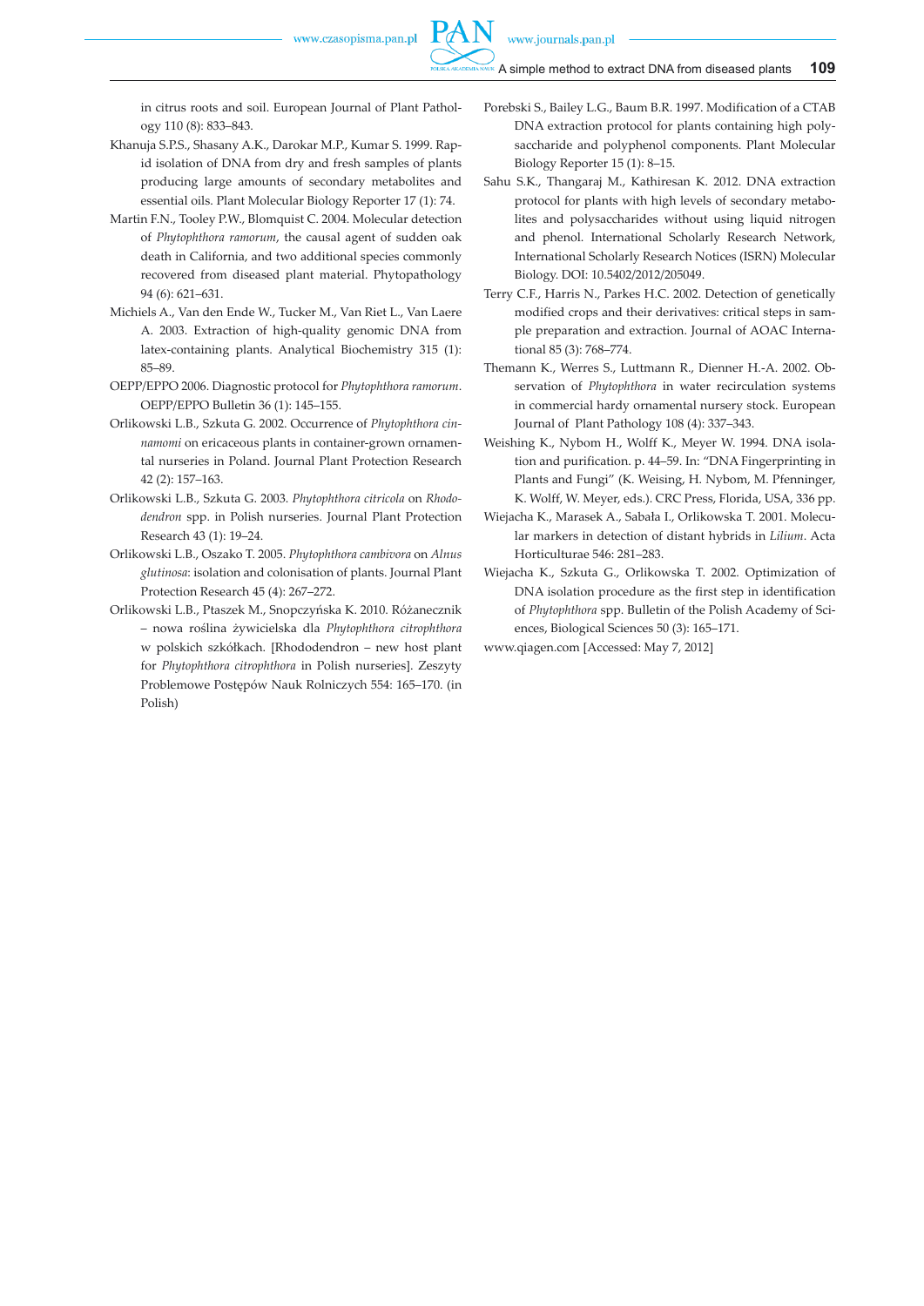in citrus roots and soil. European Journal of Plant Pathology 110 (8): 833–843.

Khanuja S.P.S., Shasany A.K., Darokar M.P., Kumar S. 1999. Rapid isolation of DNA from dry and fresh samples of plants producing large amounts of secondary metabolites and essential oils. Plant Molecular Biology Reporter 17 (1): 74.

Martin F.N., Tooley P.W., Blomquist C. 2004. Molecular detection of *Phytophthora ramorum*, the causal agent of sudden oak death in California, and two additional species commonly recovered from diseased plant material. Phytopathology 94 (6): 621–631.

Michiels A., Van den Ende W., Tucker M., Van Riet L., Van Laere A. 2003. Extraction of high-quality genomic DNA from latex-containing plants. Analytical Biochemistry 315 (1): 85–89.

OEPP/EPPO 2006. Diagnostic protocol for *Phytophthora ramorum*. OEPP/EPPO Bulletin 36 (1): 145–155.

Orlikowski L.B., Szkuta G. 2002. Occurrence of *Phytophthora cinnamomi* on ericaceous plants in container-grown ornamental nurseries in Poland. Journal Plant Protection Research 42 (2): 157–163.

Orlikowski L.B., Szkuta G. 2003. *Phytophthora citricola* on *Rhododendron* spp. in Polish nurseries. Journal Plant Protection Research 43 (1): 19–24.

Orlikowski L.B., Oszako T. 2005. *Phytophthora cambivora* on *Alnus glutinosa*: isolation and colonisation of plants. Journal Plant Protection Research 45 (4): 267–272.

Orlikowski L.B., Ptaszek M., Snopczyńska K. 2010. Różanecznik – nowa roślina żywicielska dla *Phytophthora citrophthora* w polskich szkółkach. [Rhododendron – new host plant for *Phytophthora citrophthora* in Polish nurseries]. Zeszyty Problemowe Postępów Nauk Rolniczych 554: 165–170. (in Polish)

Porebski S., Bailey L.G., Baum B.R. 1997. Modification of a CTAB DNA extraction protocol for plants containing high polysaccharide and polyphenol components. Plant Molecular Biology Reporter 15 (1): 8–15.

Sahu S.K., Thangaraj M., Kathiresan K. 2012. DNA extraction protocol for plants with high levels of secondary metabolites and polysaccharides without using liquid nitrogen and phenol. International Scholarly Research Network, International Scholarly Research Notices (ISRN) Molecular Biology. DOI: 10.5402/2012/205049.

Terry C.F., Harris N., Parkes H.C. 2002. Detection of genetically modified crops and their derivatives: critical steps in sample preparation and extraction. Journal of AOAC International 85 (3): 768–774.

Themann K., Werres S., Luttmann R., Dienner H.-A. 2002. Observation of *Phytophthora* in water recirculation systems in commercial hardy ornamental nursery stock. European Journal of Plant Pathology 108 (4): 337–343.

Weishing K., Nybom H., Wolff K., Meyer W. 1994. DNA isolation and purification. p. 44–59. In: "DNA Fingerprinting in Plants and Fungi" (K. Weising, H. Nybom, M. Pfenninger, K. Wolff, W. Meyer, eds.). CRC Press, Florida, USA, 336 pp.

Wiejacha K., Marasek A., Sabała I., Orlikowska T. 2001. Molecular markers in detection of distant hybrids in *Lilium*. Acta Horticulturae 546: 281–283.

Wiejacha K., Szkuta G., Orlikowska T. 2002. Optimization of DNA isolation procedure as the first step in identification of *Phytophthora* spp. Bulletin of the Polish Academy of Sciences, Biological Sciences 50 (3): 165–171.

www.qiagen.com [Accessed: May 7, 2012]